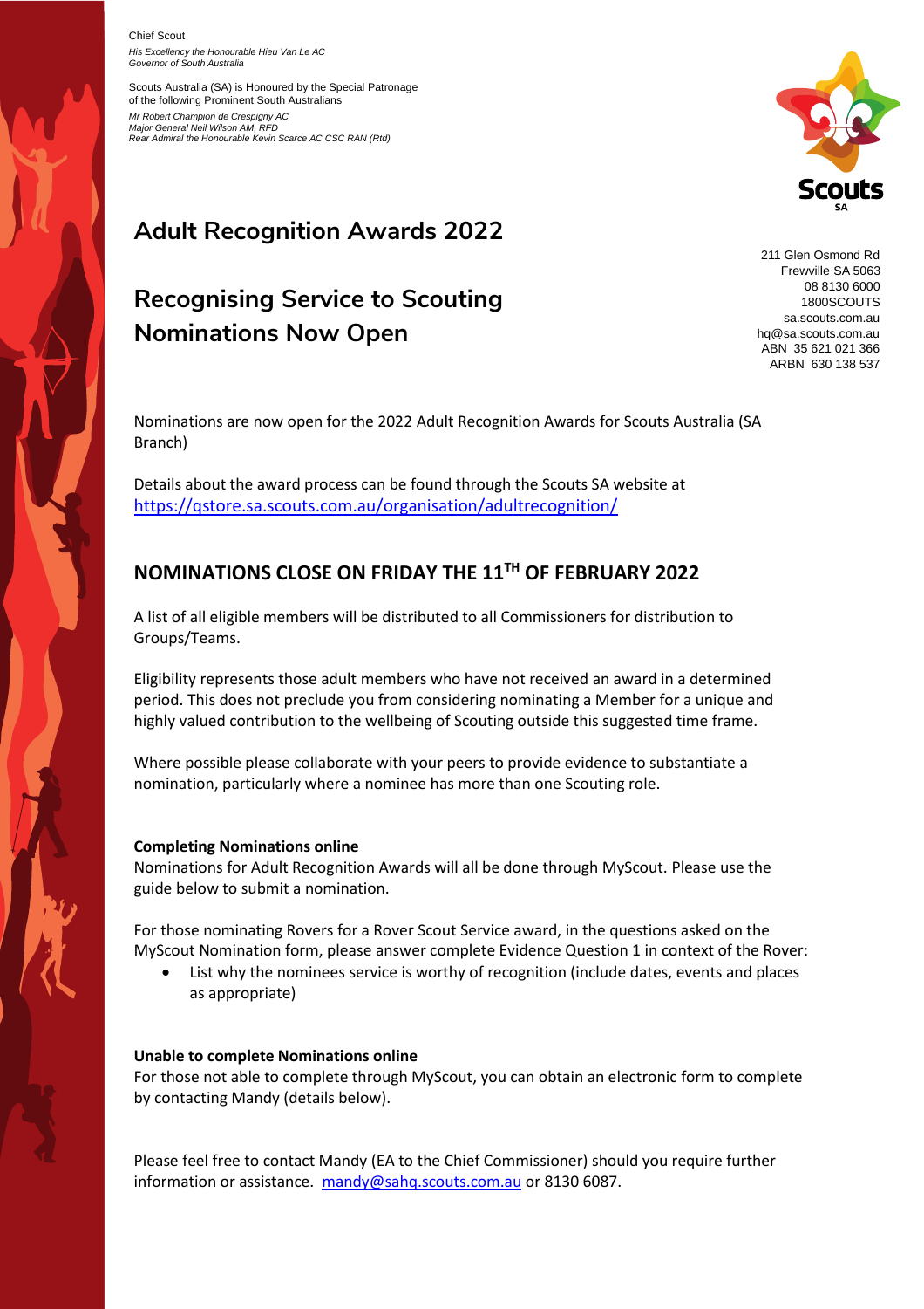Chief Scout
*His Excellency the Honourable Hieu Van Le AC*
*Governor of South Australia*

Scouts Australia (SA) is Honoured by the Special Patronage of the following Prominent South Australians

*Mr Robert Champion de Crespigny AC*
*Major General Neil Wilson AM, RFD*
*Rear Admiral the Honourable Kevin Scarce AC CSC RAN (Rtd)*

211 Glen Osmond Rd
Frewville SA 5063
08 8130 6000
1800SCOUTS
sa.scouts.com.au
hq@sa.scouts.com.au
ABN 35 621 021 366
ARBN 630 138 537

# Adult Recognition Awards 2022

## Recognising Service to Scouting Nominations Now Open

Nominations are now open for the 2022 Adult Recognition Awards for Scouts Australia (SA Branch)

Details about the award process can be found through the Scouts SA website at https://qstore.sa.scouts.com.au/organisation/adultrecognition/

## NOMINATIONS CLOSE ON FRIDAY THE 11TH OF FEBRUARY 2022

A list of all eligible members will be distributed to all Commissioners for distribution to Groups/Teams.

Eligibility represents those adult members who have not received an award in a determined period. This does not preclude you from considering nominating a Member for a unique and highly valued contribution to the wellbeing of Scouting outside this suggested time frame.

Where possible please collaborate with your peers to provide evidence to substantiate a nomination, particularly where a nominee has more than one Scouting role.

**Completing Nominations online**

Nominations for Adult Recognition Awards will all be done through MyScout. Please use the guide below to submit a nomination.

For those nominating Rovers for a Rover Scout Service award, in the questions asked on the MyScout Nomination form, please answer complete Evidence Question 1 in context of the Rover:

- List why the nominees service is worthy of recognition (include dates, events and places as appropriate)

**Unable to complete Nominations online**

For those not able to complete through MyScout, you can obtain an electronic form to complete by contacting Mandy (details below).

Please feel free to contact Mandy (EA to the Chief Commissioner) should you require further information or assistance. mandy@sahq.scouts.com.au or 8130 6087.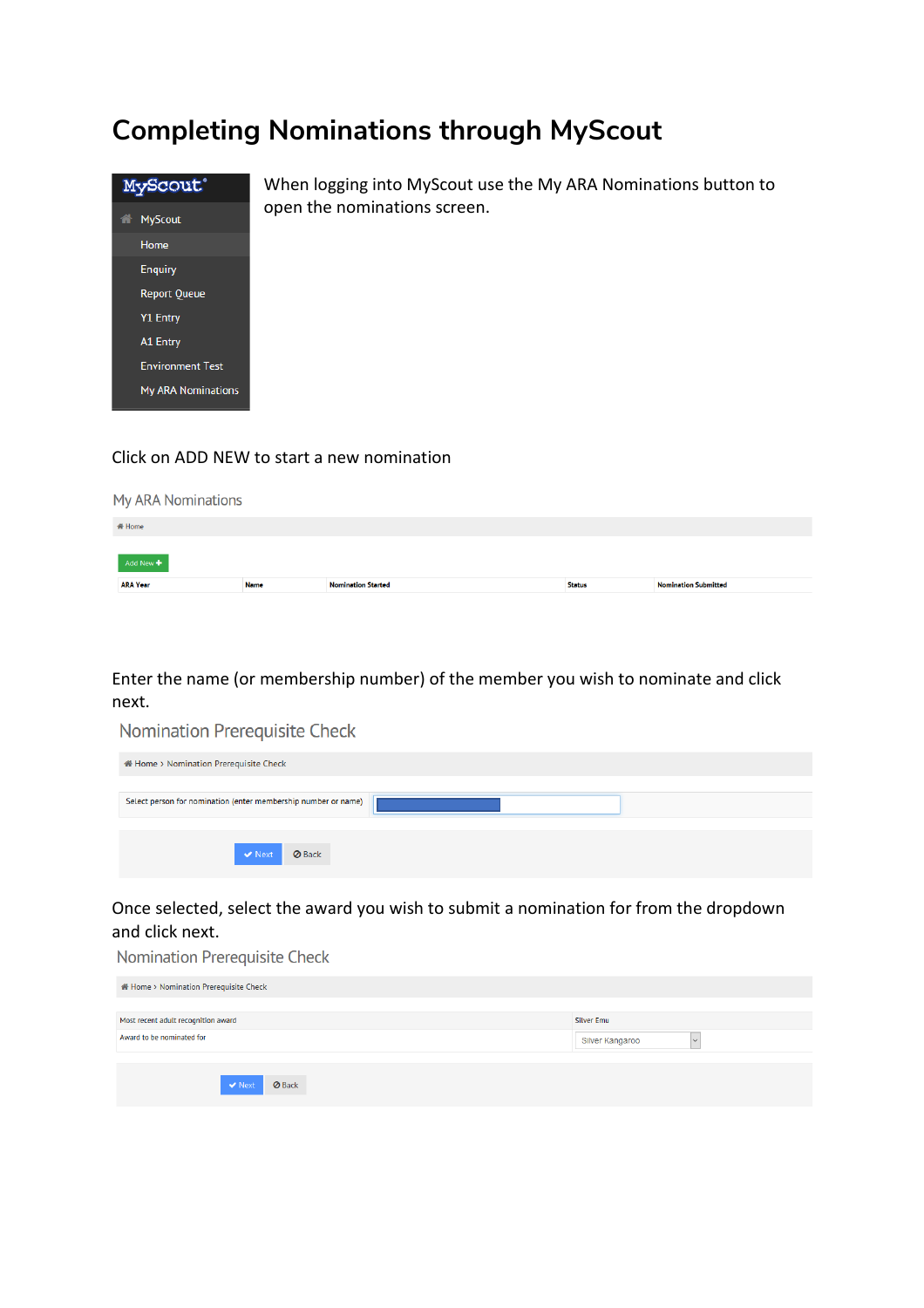# Completing Nominations through MyScout

MyScout
- MyScout
- Home
- Enquiry
- Report Queue
- Y1 Entry
- A1 Entry
- Environment Test
- My ARA Nominations

When logging into MyScout use the My ARA Nominations button to open the nominations screen.

Click on ADD NEW to start a new nomination

My ARA Nominations

Home

Add New +

| ARA Year | Name | Nomination Started | Status | Nomination Submitted |
|---|---|---|---|---|

Enter the name (or membership number) of the member you wish to nominate and click next.

Nomination Prerequisite Check

Home › Nomination Prerequisite Check

Select person for nomination (enter membership number or name)

Next | Back

Once selected, select the award you wish to submit a nomination for from the dropdown and click next.

Nomination Prerequisite Check

Home › Nomination Prerequisite Check

| Most recent adult recognition award | Silver Emu |
|---|---|
| Award to be nominated for | Silver Kangaroo |

Next | Back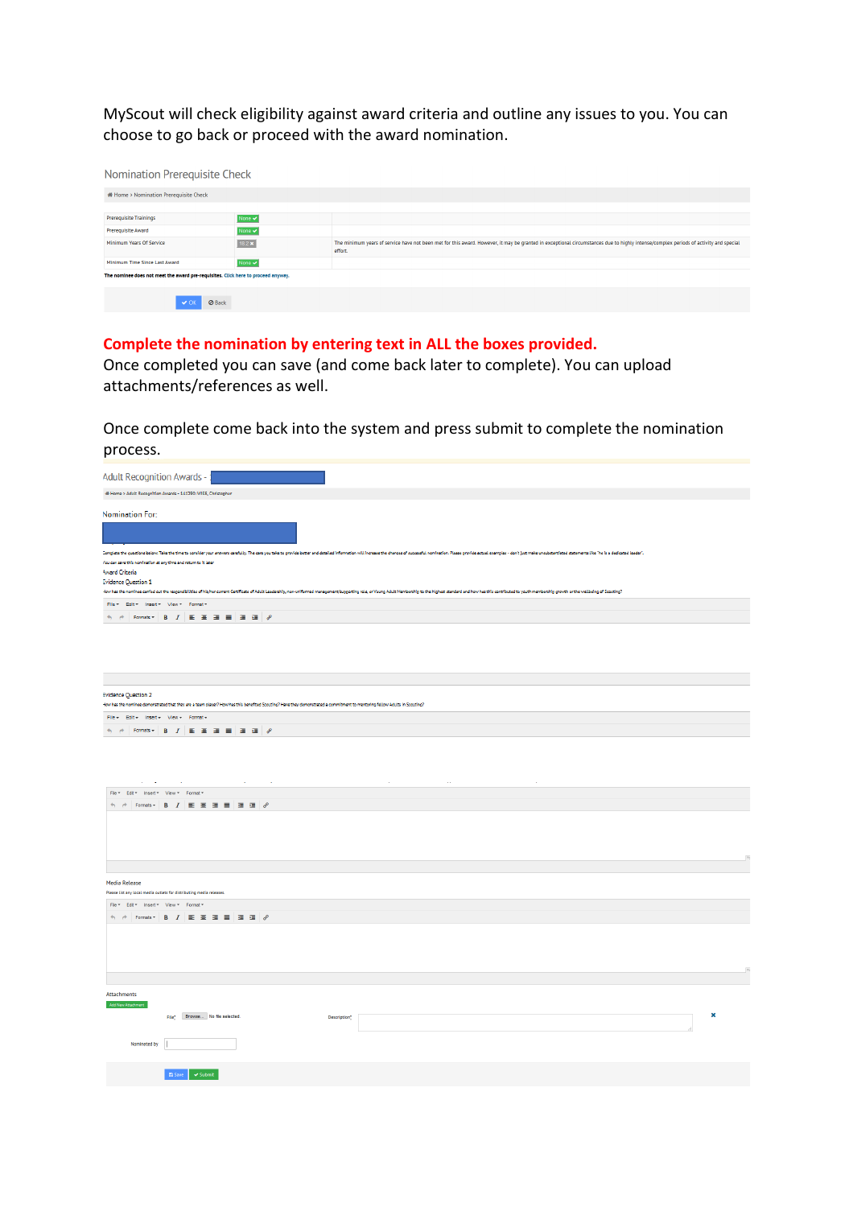MyScout will check eligibility against award criteria and outline any issues to you. You can choose to go back or proceed with the award nomination.

Nomination Prerequisite Check

Home › Nomination Prerequisite Check

| | | |
|---|---|---|
| Prerequisite Trainings | None ✔ | |
| Prerequisite Award | None ✔ | |
| Minimum Years Of Service | 10.2 ✖ | The minimum years of service have not been met for this award. However, it may be granted in exceptional circumstances due to highly intense/complex periods of activity and special effort. |
| Minimum Time Since Last Award | None ✔ | |

**The nominee does not meet the award pre-requisites.** Click here to proceed anyway.

✔ OK ⊘ Back

**Complete the nomination by entering text in ALL the boxes provided.**

Once completed you can save (and come back later to complete). You can upload attachments/references as well.

Once complete come back into the system and press submit to complete the nomination process.

Adult Recognition Awards -

Nomination For:

Complete the questions below. Take the time to consider your answers carefully. The care you take to provide better and detailed information will increase the chances of successful nomination. Please provide actual examples - don't just make unsubstantiated statements like "he is a dedicated leader".

You can save this nomination at any time and return to it later

Award Criteria

Evidence Question 1

How has the nominee carried out the responsibilities of his/her current Certificate of Adult Leadership, non-uniformed management/supporting role, or Young Adult Membership to the highest standard and how has this contributed to youth membership growth or the wellbeing of Scouting?

File ▾ Edit ▾ Insert ▾ View ▾ Format ▾

Formats ▾ B I

Evidence Question 2

How has the nominee demonstrated that they are a team player? How has this benefited Scouting? Have they demonstrated a commitment to mentoring fellow Adults in Scouting?

File ▾ Edit ▾ Insert ▾ View ▾ Format ▾

Formats ▾ B I

File ▾ Edit ▾ Insert ▾ View ▾ Format ▾

Formats ▾ B I

Media Release

Please list any local media outlets for distributing media releases.

File ▾ Edit ▾ Insert ▾ View ▾ Format ▾

Formats ▾ B I

Attachments

Add New Attachment

File* Browse... No file selected. Description*

Nominated by

Save ✔ Submit